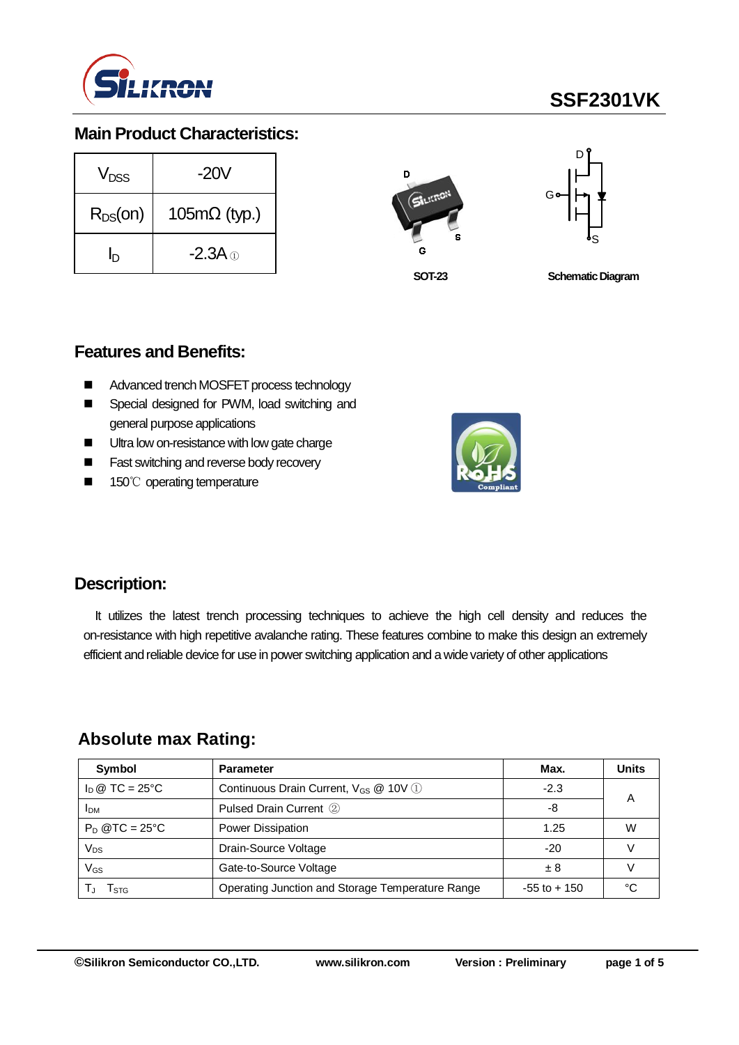# SSF2301VK

## Main Product Characteristics:

| | |
|---|---|
| $V_{DSS}$ | -20V |
| $R_{DS}$(on) | 105mΩ (typ.) |
| $I_D$ | -2.3A ① |

SOT-23

Schematic Diagram

## Features and Benefits:

- Advanced trench MOSFET process technology
- Special designed for PWM, load switching and general purpose applications
- Ultra low on-resistance with low gate charge
- Fast switching and reverse body recovery
- 150℃ operating temperature

## Description:

It utilizes the latest trench processing techniques to achieve the high cell density and reduces the on-resistance with high repetitive avalanche rating. These features combine to make this design an extremely efficient and reliable device for use in power switching application and a wide variety of other applications

## Absolute max Rating:

| Symbol | Parameter | Max. | Units |
|---|---|---|---|
| $I_D$ @ TC = 25°C | Continuous Drain Current, $V_{GS}$ @ 10V ① | -2.3 | A |
| $I_{DM}$ | Pulsed Drain Current ② | -8 | |
| $P_D$ @TC = 25°C | Power Dissipation | 1.25 | W |
| $V_{DS}$ | Drain-Source Voltage | -20 | V |
| $V_{GS}$ | Gate-to-Source Voltage | ± 8 | V |
| $T_J$ $T_{STG}$ | Operating Junction and Storage Temperature Range | -55 to + 150 | °C |

©Silikron Semiconductor CO.,LTD. www.silikron.com Version : Preliminary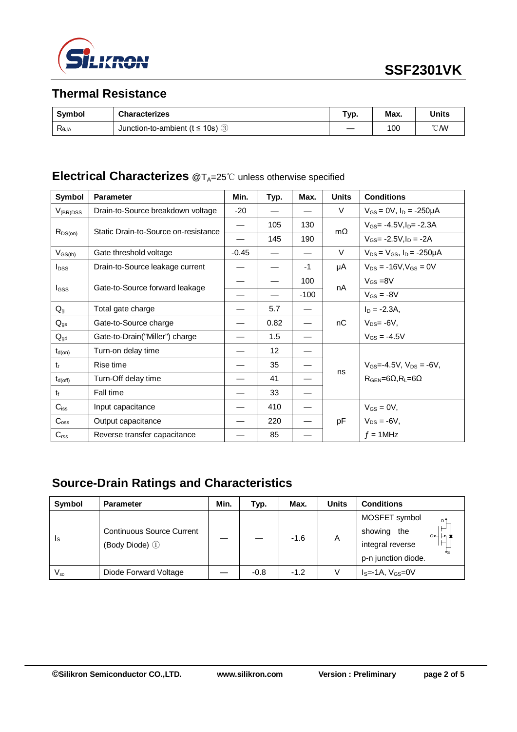## Thermal Resistance

| Symbol | Characterizes | Typ. | Max. | Units |
|---|---|---|---|---|
| $R_{θJA}$ | Junction-to-ambient (t ≤ 10s) ③ | — | 100 | ℃/W |

## Electrical Characterizes @$T_A$=25℃ unless otherwise specified

| Symbol | Parameter | Min. | Typ. | Max. | Units | Conditions |
|---|---|---|---|---|---|---|
| $V_{(BR)DSS}$ | Drain-to-Source breakdown voltage | -20 | — | — | V | $V_{GS}$ = 0V, $I_D$ = -250μA |
| $R_{DS(on)}$ | Static Drain-to-Source on-resistance | — | 105 | 130 | mΩ | $V_{GS}$= -4.5V,$I_D$= -2.3A |
| | | — | 145 | 190 | | $V_{GS}$= -2.5V,$I_D$ = -2A |
| $V_{GS(th)}$ | Gate threshold voltage | -0.45 | — | — | V | $V_{DS}$ = $V_{GS}$, $I_D$ = -250μA |
| $I_{DSS}$ | Drain-to-Source leakage current | — | — | -1 | μA | $V_{DS}$ = -16V,$V_{GS}$ = 0V |
| $I_{GSS}$ | Gate-to-Source forward leakage | — | — | 100 | nA | $V_{GS}$ =8V |
| | | — | — | -100 | | $V_{GS}$ = -8V |
| $Q_g$ | Total gate charge | — | 5.7 | — | nC | $I_D$ = -2.3A, |
| $Q_{gs}$ | Gate-to-Source charge | — | 0.82 | — | | $V_{DS}$= -6V, |
| $Q_{gd}$ | Gate-to-Drain("Miller") charge | — | 1.5 | — | | $V_{GS}$ = -4.5V |
| $t_{d(on)}$ | Turn-on delay time | — | 12 | — | ns | $V_{GS}$=-4.5V, $V_{DS}$ = -6V, |
| $t_r$ | Rise time | — | 35 | — | | $R_{GEN}$=6Ω,$R_L$=6Ω |
| $t_{d(off)}$ | Turn-Off delay time | — | 41 | — | | |
| $t_f$ | Fall time | — | 33 | — | | |
| $C_{iss}$ | Input capacitance | — | 410 | — | pF | $V_{GS}$ = 0V, |
| $C_{oss}$ | Output capacitance | — | 220 | — | | $V_{DS}$ = -6V, |
| $C_{rss}$ | Reverse transfer capacitance | — | 85 | — | | $f$ = 1MHz |

## Source-Drain Ratings and Characteristics

| Symbol | Parameter | Min. | Typ. | Max. | Units | Conditions |
|---|---|---|---|---|---|---|
| $I_S$ | Continuous Source Current (Body Diode) ① | — | — | -1.6 | A | MOSFET symbol showing the integral reverse p-n junction diode. |
| $V_{SD}$ | Diode Forward Voltage | — | -0.8 | -1.2 | V | $I_S$=-1A, $V_{GS}$=0V |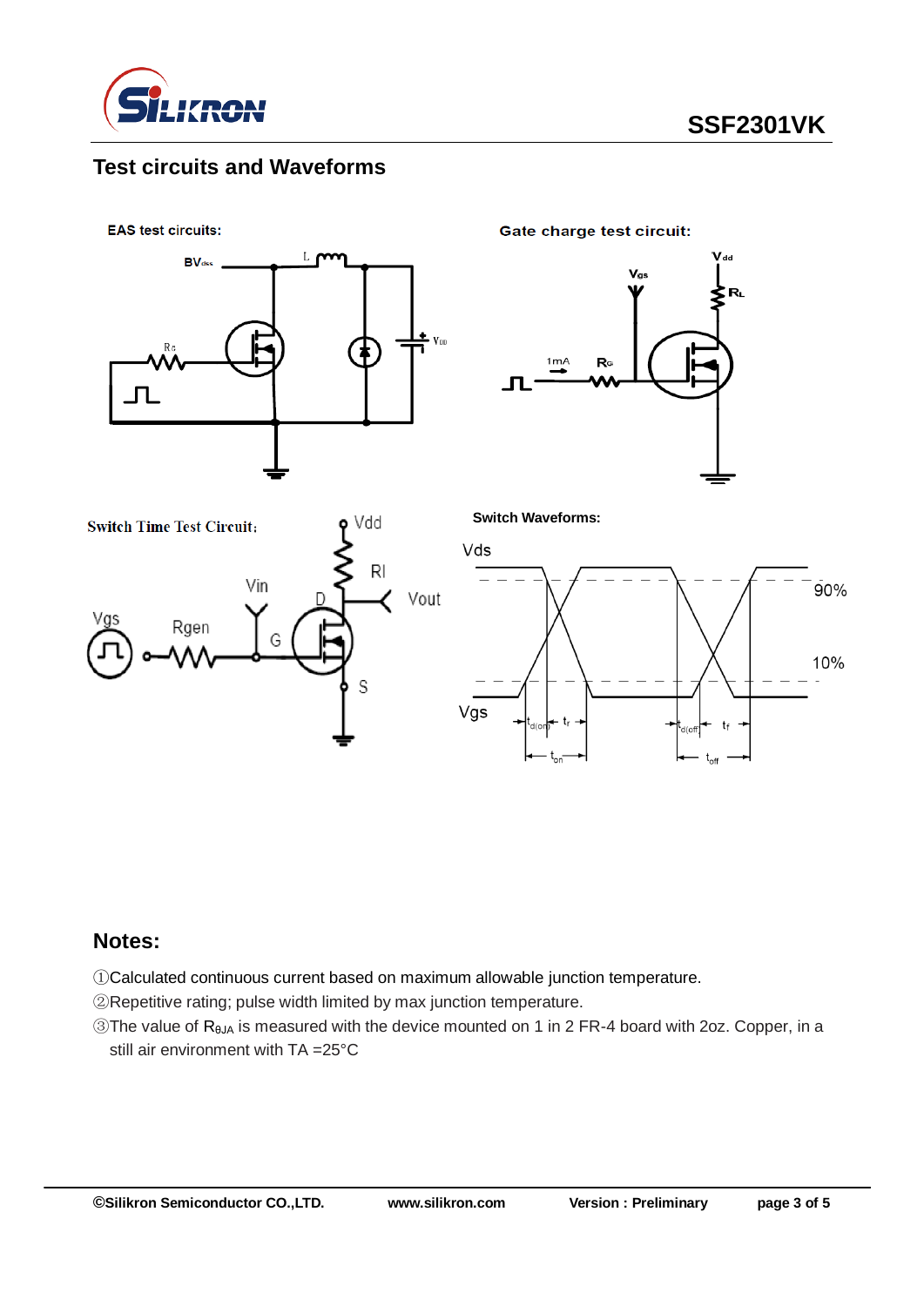## Test circuits and Waveforms

EAS test circuits:

Gate charge test circuit:

Switch Time Test Circuit:

Switch Waveforms:

## Notes:

①Calculated continuous current based on maximum allowable junction temperature.

②Repetitive rating; pulse width limited by max junction temperature.

③The value of $R_{\theta JA}$ is measured with the device mounted on 1 in 2 FR-4 board with 2oz. Copper, in a still air environment with TA =25°C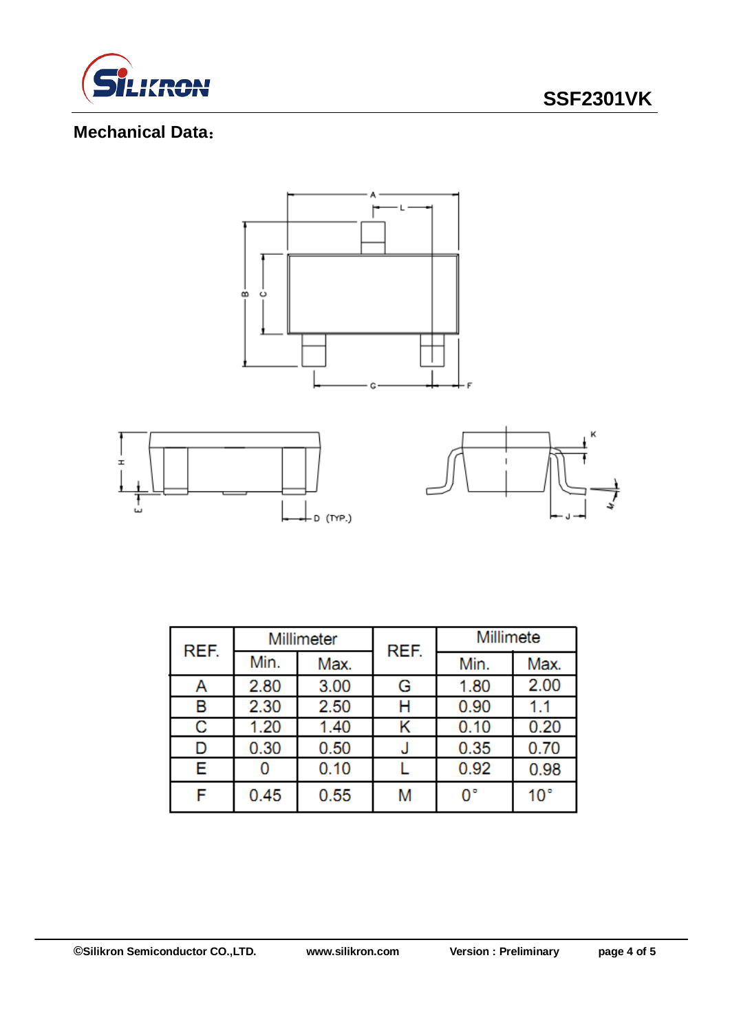# SSF2301VK

## Mechanical Data：

| REF. | Millimeter | | REF. | Millimete | |
|---|---|---|---|---|---|
| | Min. | Max. | | Min. | Max. |
| A | 2.80 | 3.00 | G | 1.80 | 2.00 |
| B | 2.30 | 2.50 | H | 0.90 | 1.1 |
| C | 1.20 | 1.40 | K | 0.10 | 0.20 |
| D | 0.30 | 0.50 | J | 0.35 | 0.70 |
| E | 0 | 0.10 | L | 0.92 | 0.98 |
| F | 0.45 | 0.55 | M | 0° | 10° |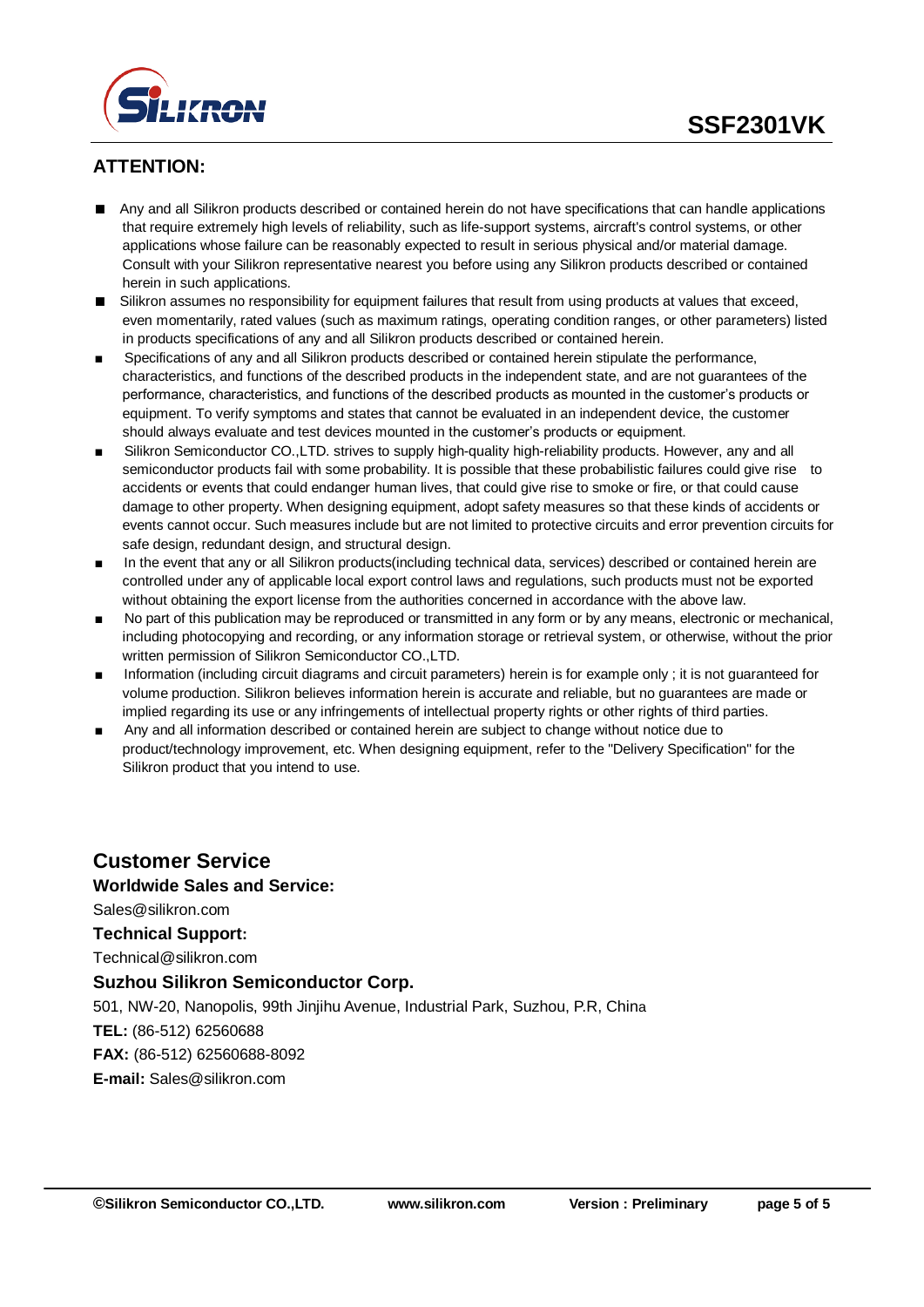## ATTENTION:

- Any and all Silikron products described or contained herein do not have specifications that can handle applications that require extremely high levels of reliability, such as life-support systems, aircraft's control systems, or other applications whose failure can be reasonably expected to result in serious physical and/or material damage. Consult with your Silikron representative nearest you before using any Silikron products described or contained herein in such applications.
- Silikron assumes no responsibility for equipment failures that result from using products at values that exceed, even momentarily, rated values (such as maximum ratings, operating condition ranges, or other parameters) listed in products specifications of any and all Silikron products described or contained herein.
- Specifications of any and all Silikron products described or contained herein stipulate the performance, characteristics, and functions of the described products in the independent state, and are not guarantees of the performance, characteristics, and functions of the described products as mounted in the customer's products or equipment. To verify symptoms and states that cannot be evaluated in an independent device, the customer should always evaluate and test devices mounted in the customer's products or equipment.
- Silikron Semiconductor CO.,LTD. strives to supply high-quality high-reliability products. However, any and all semiconductor products fail with some probability. It is possible that these probabilistic failures could give rise to accidents or events that could endanger human lives, that could give rise to smoke or fire, or that could cause damage to other property. When designing equipment, adopt safety measures so that these kinds of accidents or events cannot occur. Such measures include but are not limited to protective circuits and error prevention circuits for safe design, redundant design, and structural design.
- In the event that any or all Silikron products(including technical data, services) described or contained herein are controlled under any of applicable local export control laws and regulations, such products must not be exported without obtaining the export license from the authorities concerned in accordance with the above law.
- No part of this publication may be reproduced or transmitted in any form or by any means, electronic or mechanical, including photocopying and recording, or any information storage or retrieval system, or otherwise, without the prior written permission of Silikron Semiconductor CO.,LTD.
- Information (including circuit diagrams and circuit parameters) herein is for example only ; it is not guaranteed for volume production. Silikron believes information herein is accurate and reliable, but no guarantees are made or implied regarding its use or any infringements of intellectual property rights or other rights of third parties.
- Any and all information described or contained herein are subject to change without notice due to product/technology improvement, etc. When designing equipment, refer to the "Delivery Specification" for the Silikron product that you intend to use.

## Customer Service

**Worldwide Sales and Service:**

Sales@silikron.com

**Technical Support:**

Technical@silikron.com

**Suzhou Silikron Semiconductor Corp.**

501, NW-20, Nanopolis, 99th Jinjihu Avenue, Industrial Park, Suzhou, P.R, China

**TEL:** (86-512) 62560688

**FAX:** (86-512) 62560688-8092

**E-mail:** Sales@silikron.com